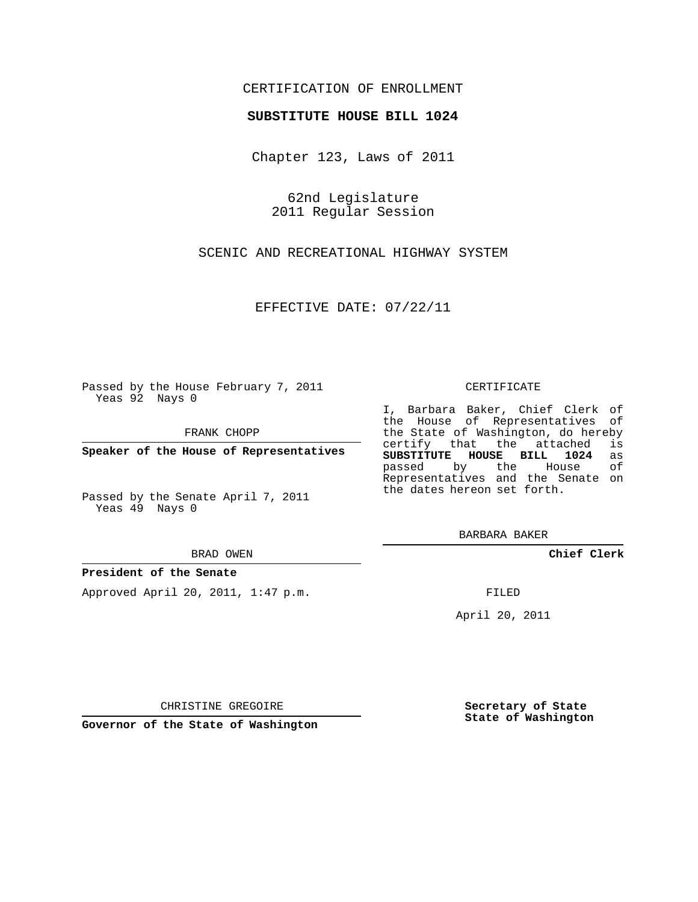CERTIFICATION OF ENROLLMENT

**SUBSTITUTE HOUSE BILL 1024**

Chapter 123, Laws of 2011

62nd Legislature
2011 Regular Session

SCENIC AND RECREATIONAL HIGHWAY SYSTEM

EFFECTIVE DATE: 07/22/11

Passed by the House February 7, 2011
Yeas 92 Nays 0

FRANK CHOPP

**Speaker of the House of Representatives**

Passed by the Senate April 7, 2011
Yeas 49 Nays 0

BRAD OWEN

**President of the Senate**

Approved April 20, 2011, 1:47 p.m.

CHRISTINE GREGOIRE

**Governor of the State of Washington**

CERTIFICATE

I, Barbara Baker, Chief Clerk of the House of Representatives of the State of Washington, do hereby certify that the attached is **SUBSTITUTE HOUSE BILL 1024** as passed by the House of Representatives and the Senate on the dates hereon set forth.

BARBARA BAKER

**Chief Clerk**

FILED

April 20, 2011

**Secretary of State**
**State of Washington**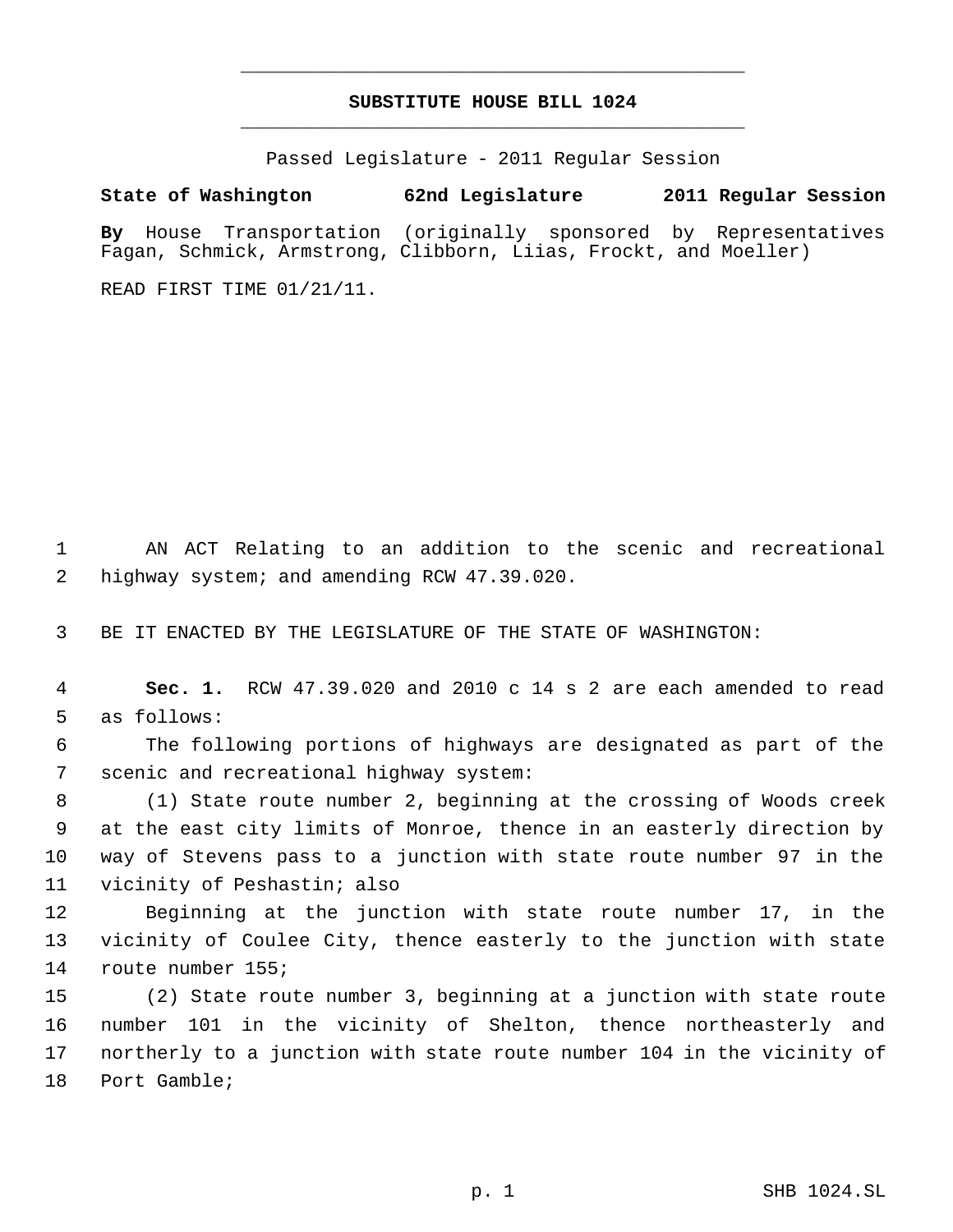# SUBSTITUTE HOUSE BILL 1024

Passed Legislature - 2011 Regular Session

**State of Washington 62nd Legislature 2011 Regular Session**

**By** House Transportation (originally sponsored by Representatives Fagan, Schmick, Armstrong, Clibborn, Liias, Frockt, and Moeller)

READ FIRST TIME 01/21/11.

AN ACT Relating to an addition to the scenic and recreational highway system; and amending RCW 47.39.020.

BE IT ENACTED BY THE LEGISLATURE OF THE STATE OF WASHINGTON:

**Sec. 1.** RCW 47.39.020 and 2010 c 14 s 2 are each amended to read as follows:

The following portions of highways are designated as part of the scenic and recreational highway system:

(1) State route number 2, beginning at the crossing of Woods creek at the east city limits of Monroe, thence in an easterly direction by way of Stevens pass to a junction with state route number 97 in the vicinity of Peshastin; also

Beginning at the junction with state route number 17, in the vicinity of Coulee City, thence easterly to the junction with state route number 155;

(2) State route number 3, beginning at a junction with state route number 101 in the vicinity of Shelton, thence northeasterly and northerly to a junction with state route number 104 in the vicinity of Port Gamble;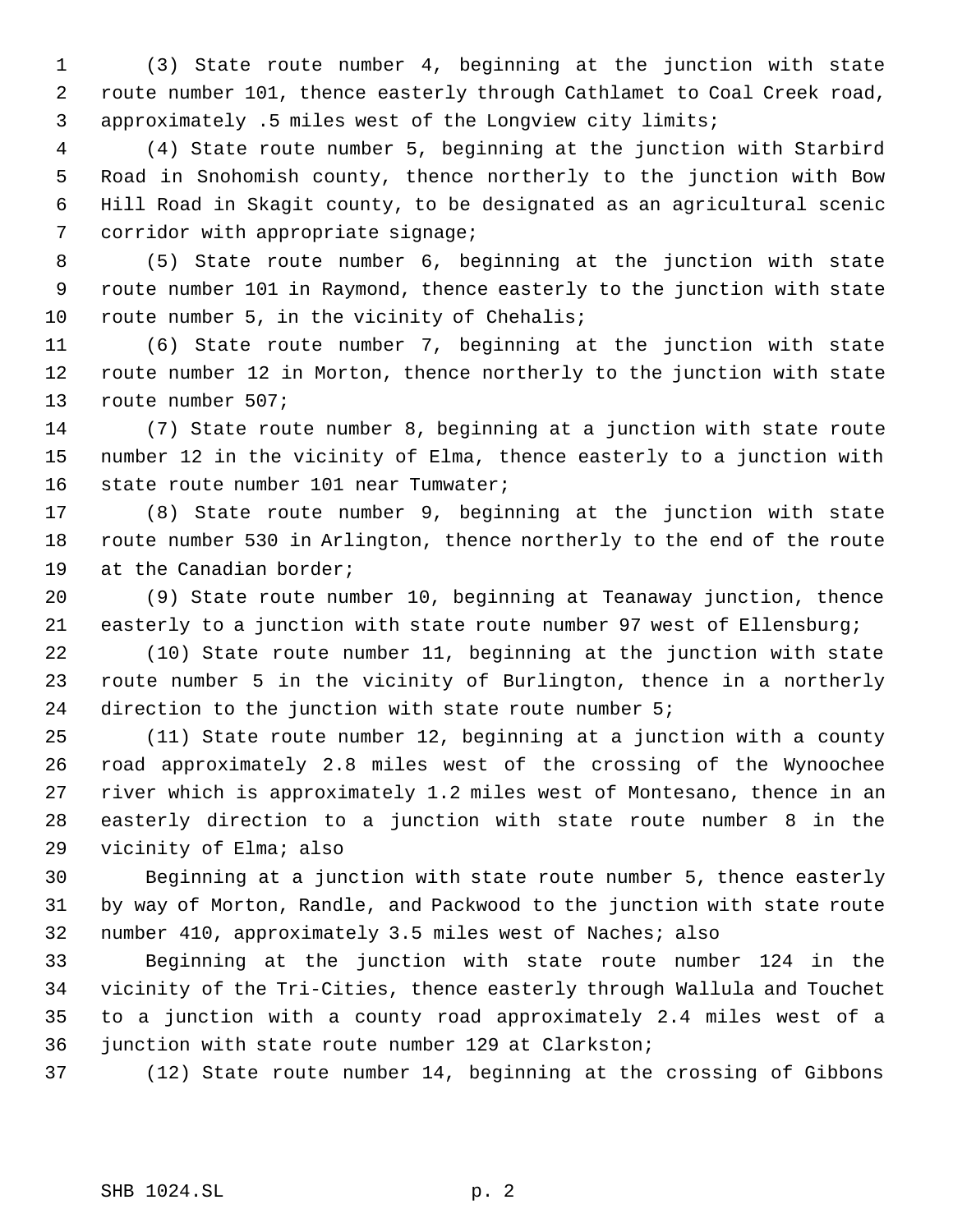(3) State route number 4, beginning at the junction with state route number 101, thence easterly through Cathlamet to Coal Creek road, approximately .5 miles west of the Longview city limits;

(4) State route number 5, beginning at the junction with Starbird Road in Snohomish county, thence northerly to the junction with Bow Hill Road in Skagit county, to be designated as an agricultural scenic corridor with appropriate signage;

(5) State route number 6, beginning at the junction with state route number 101 in Raymond, thence easterly to the junction with state route number 5, in the vicinity of Chehalis;

(6) State route number 7, beginning at the junction with state route number 12 in Morton, thence northerly to the junction with state route number 507;

(7) State route number 8, beginning at a junction with state route number 12 in the vicinity of Elma, thence easterly to a junction with state route number 101 near Tumwater;

(8) State route number 9, beginning at the junction with state route number 530 in Arlington, thence northerly to the end of the route at the Canadian border;

(9) State route number 10, beginning at Teanaway junction, thence easterly to a junction with state route number 97 west of Ellensburg;

(10) State route number 11, beginning at the junction with state route number 5 in the vicinity of Burlington, thence in a northerly direction to the junction with state route number 5;

(11) State route number 12, beginning at a junction with a county road approximately 2.8 miles west of the crossing of the Wynoochee river which is approximately 1.2 miles west of Montesano, thence in an easterly direction to a junction with state route number 8 in the vicinity of Elma; also

Beginning at a junction with state route number 5, thence easterly by way of Morton, Randle, and Packwood to the junction with state route number 410, approximately 3.5 miles west of Naches; also

Beginning at the junction with state route number 124 in the vicinity of the Tri-Cities, thence easterly through Wallula and Touchet to a junction with a county road approximately 2.4 miles west of a junction with state route number 129 at Clarkston;

(12) State route number 14, beginning at the crossing of Gibbons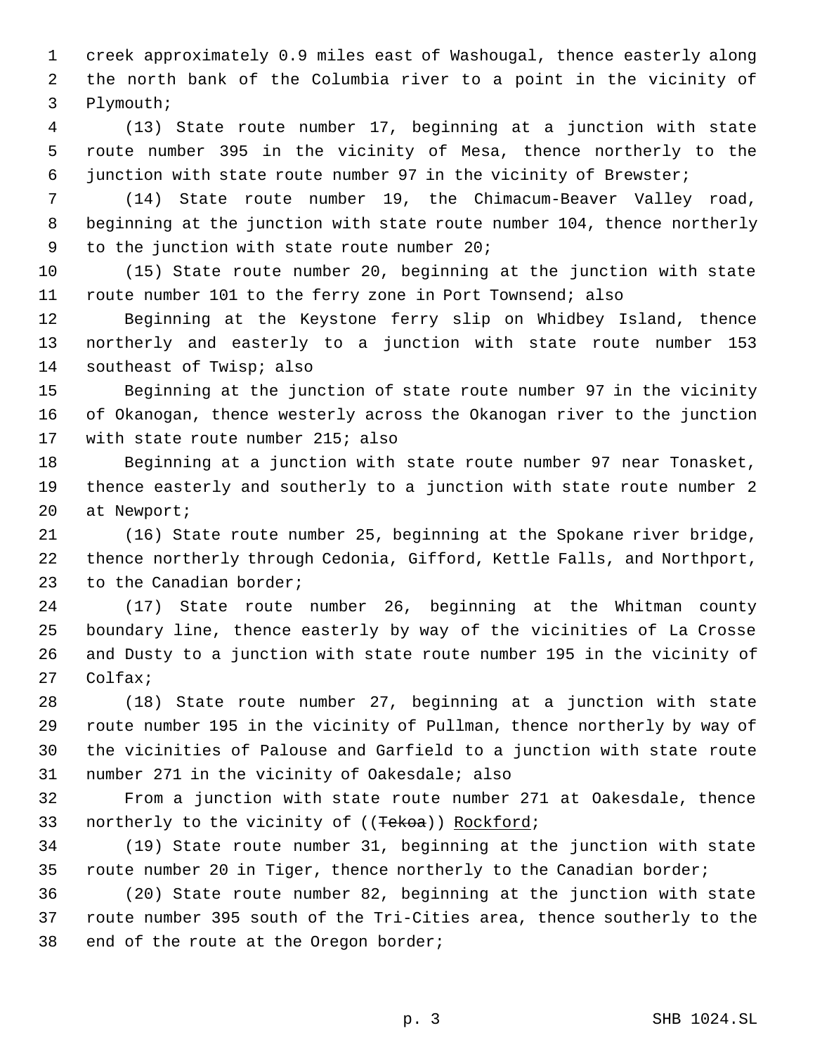creek approximately 0.9 miles east of Washougal, thence easterly along the north bank of the Columbia river to a point in the vicinity of Plymouth;

(13) State route number 17, beginning at a junction with state route number 395 in the vicinity of Mesa, thence northerly to the junction with state route number 97 in the vicinity of Brewster;

(14) State route number 19, the Chimacum-Beaver Valley road, beginning at the junction with state route number 104, thence northerly to the junction with state route number 20;

(15) State route number 20, beginning at the junction with state route number 101 to the ferry zone in Port Townsend; also

Beginning at the Keystone ferry slip on Whidbey Island, thence northerly and easterly to a junction with state route number 153 southeast of Twisp; also

Beginning at the junction of state route number 97 in the vicinity of Okanogan, thence westerly across the Okanogan river to the junction with state route number 215; also

Beginning at a junction with state route number 97 near Tonasket, thence easterly and southerly to a junction with state route number 2 at Newport;

(16) State route number 25, beginning at the Spokane river bridge, thence northerly through Cedonia, Gifford, Kettle Falls, and Northport, to the Canadian border;

(17) State route number 26, beginning at the Whitman county boundary line, thence easterly by way of the vicinities of La Crosse and Dusty to a junction with state route number 195 in the vicinity of Colfax;

(18) State route number 27, beginning at a junction with state route number 195 in the vicinity of Pullman, thence northerly by way of the vicinities of Palouse and Garfield to a junction with state route number 271 in the vicinity of Oakesdale; also

From a junction with state route number 271 at Oakesdale, thence northerly to the vicinity of ((~~Tekoa~~)) <u>Rockford</u>;

(19) State route number 31, beginning at the junction with state route number 20 in Tiger, thence northerly to the Canadian border;

(20) State route number 82, beginning at the junction with state route number 395 south of the Tri-Cities area, thence southerly to the end of the route at the Oregon border;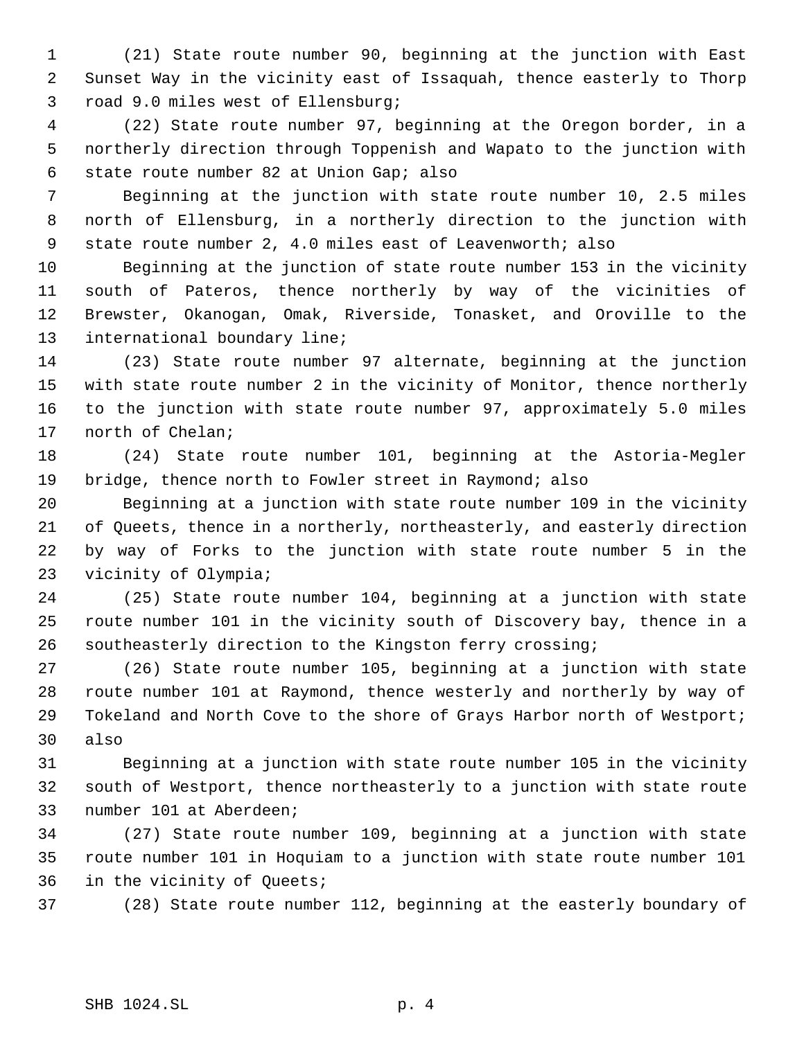(21) State route number 90, beginning at the junction with East Sunset Way in the vicinity east of Issaquah, thence easterly to Thorp road 9.0 miles west of Ellensburg;

(22) State route number 97, beginning at the Oregon border, in a northerly direction through Toppenish and Wapato to the junction with state route number 82 at Union Gap; also

Beginning at the junction with state route number 10, 2.5 miles north of Ellensburg, in a northerly direction to the junction with state route number 2, 4.0 miles east of Leavenworth; also

Beginning at the junction of state route number 153 in the vicinity south of Pateros, thence northerly by way of the vicinities of Brewster, Okanogan, Omak, Riverside, Tonasket, and Oroville to the international boundary line;

(23) State route number 97 alternate, beginning at the junction with state route number 2 in the vicinity of Monitor, thence northerly to the junction with state route number 97, approximately 5.0 miles north of Chelan;

(24) State route number 101, beginning at the Astoria-Megler bridge, thence north to Fowler street in Raymond; also

Beginning at a junction with state route number 109 in the vicinity of Queets, thence in a northerly, northeasterly, and easterly direction by way of Forks to the junction with state route number 5 in the vicinity of Olympia;

(25) State route number 104, beginning at a junction with state route number 101 in the vicinity south of Discovery bay, thence in a southeasterly direction to the Kingston ferry crossing;

(26) State route number 105, beginning at a junction with state route number 101 at Raymond, thence westerly and northerly by way of Tokeland and North Cove to the shore of Grays Harbor north of Westport; also

Beginning at a junction with state route number 105 in the vicinity south of Westport, thence northeasterly to a junction with state route number 101 at Aberdeen;

(27) State route number 109, beginning at a junction with state route number 101 in Hoquiam to a junction with state route number 101 in the vicinity of Queets;

(28) State route number 112, beginning at the easterly boundary of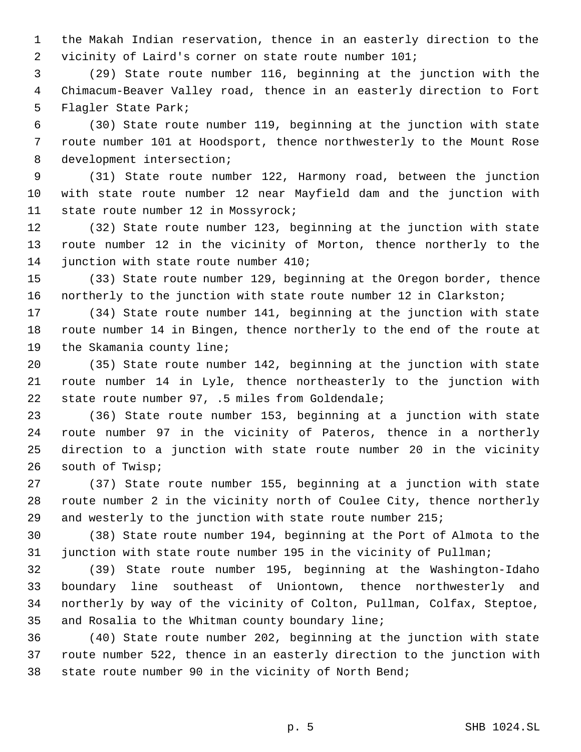the Makah Indian reservation, thence in an easterly direction to the vicinity of Laird's corner on state route number 101;

(29) State route number 116, beginning at the junction with the Chimacum-Beaver Valley road, thence in an easterly direction to Fort Flagler State Park;

(30) State route number 119, beginning at the junction with state route number 101 at Hoodsport, thence northwesterly to the Mount Rose development intersection;

(31) State route number 122, Harmony road, between the junction with state route number 12 near Mayfield dam and the junction with state route number 12 in Mossyrock;

(32) State route number 123, beginning at the junction with state route number 12 in the vicinity of Morton, thence northerly to the junction with state route number 410;

(33) State route number 129, beginning at the Oregon border, thence northerly to the junction with state route number 12 in Clarkston;

(34) State route number 141, beginning at the junction with state route number 14 in Bingen, thence northerly to the end of the route at the Skamania county line;

(35) State route number 142, beginning at the junction with state route number 14 in Lyle, thence northeasterly to the junction with state route number 97, .5 miles from Goldendale;

(36) State route number 153, beginning at a junction with state route number 97 in the vicinity of Pateros, thence in a northerly direction to a junction with state route number 20 in the vicinity south of Twisp;

(37) State route number 155, beginning at a junction with state route number 2 in the vicinity north of Coulee City, thence northerly and westerly to the junction with state route number 215;

(38) State route number 194, beginning at the Port of Almota to the junction with state route number 195 in the vicinity of Pullman;

(39) State route number 195, beginning at the Washington-Idaho boundary line southeast of Uniontown, thence northwesterly and northerly by way of the vicinity of Colton, Pullman, Colfax, Steptoe, and Rosalia to the Whitman county boundary line;

(40) State route number 202, beginning at the junction with state route number 522, thence in an easterly direction to the junction with state route number 90 in the vicinity of North Bend;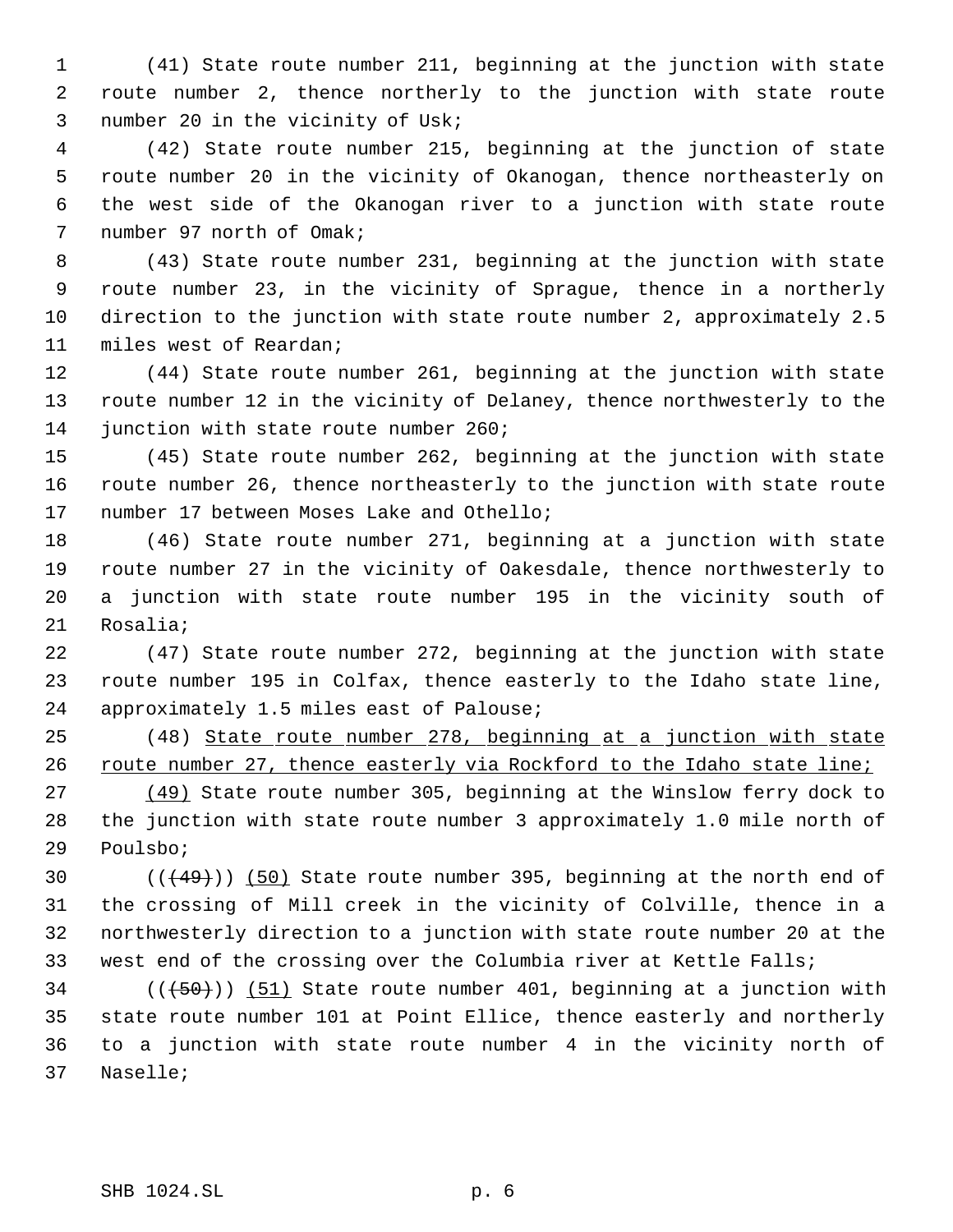(41) State route number 211, beginning at the junction with state route number 2, thence northerly to the junction with state route number 20 in the vicinity of Usk;

(42) State route number 215, beginning at the junction of state route number 20 in the vicinity of Okanogan, thence northeasterly on the west side of the Okanogan river to a junction with state route number 97 north of Omak;

(43) State route number 231, beginning at the junction with state route number 23, in the vicinity of Sprague, thence in a northerly direction to the junction with state route number 2, approximately 2.5 miles west of Reardan;

(44) State route number 261, beginning at the junction with state route number 12 in the vicinity of Delaney, thence northwesterly to the junction with state route number 260;

(45) State route number 262, beginning at the junction with state route number 26, thence northeasterly to the junction with state route number 17 between Moses Lake and Othello;

(46) State route number 271, beginning at a junction with state route number 27 in the vicinity of Oakesdale, thence northwesterly to a junction with state route number 195 in the vicinity south of Rosalia;

(47) State route number 272, beginning at the junction with state route number 195 in Colfax, thence easterly to the Idaho state line, approximately 1.5 miles east of Palouse;

(48) <u>State route number 278, beginning at a junction with state route number 27, thence easterly via Rockford to the Idaho state line;</u>

<u>(49)</u> State route number 305, beginning at the Winslow ferry dock to the junction with state route number 3 approximately 1.0 mile north of Poulsbo;

(( ~~(49)~~ )) <u>(50)</u> State route number 395, beginning at the north end of the crossing of Mill creek in the vicinity of Colville, thence in a northwesterly direction to a junction with state route number 20 at the west end of the crossing over the Columbia river at Kettle Falls;

(( ~~(50)~~ )) <u>(51)</u> State route number 401, beginning at a junction with state route number 101 at Point Ellice, thence easterly and northerly to a junction with state route number 4 in the vicinity north of Naselle;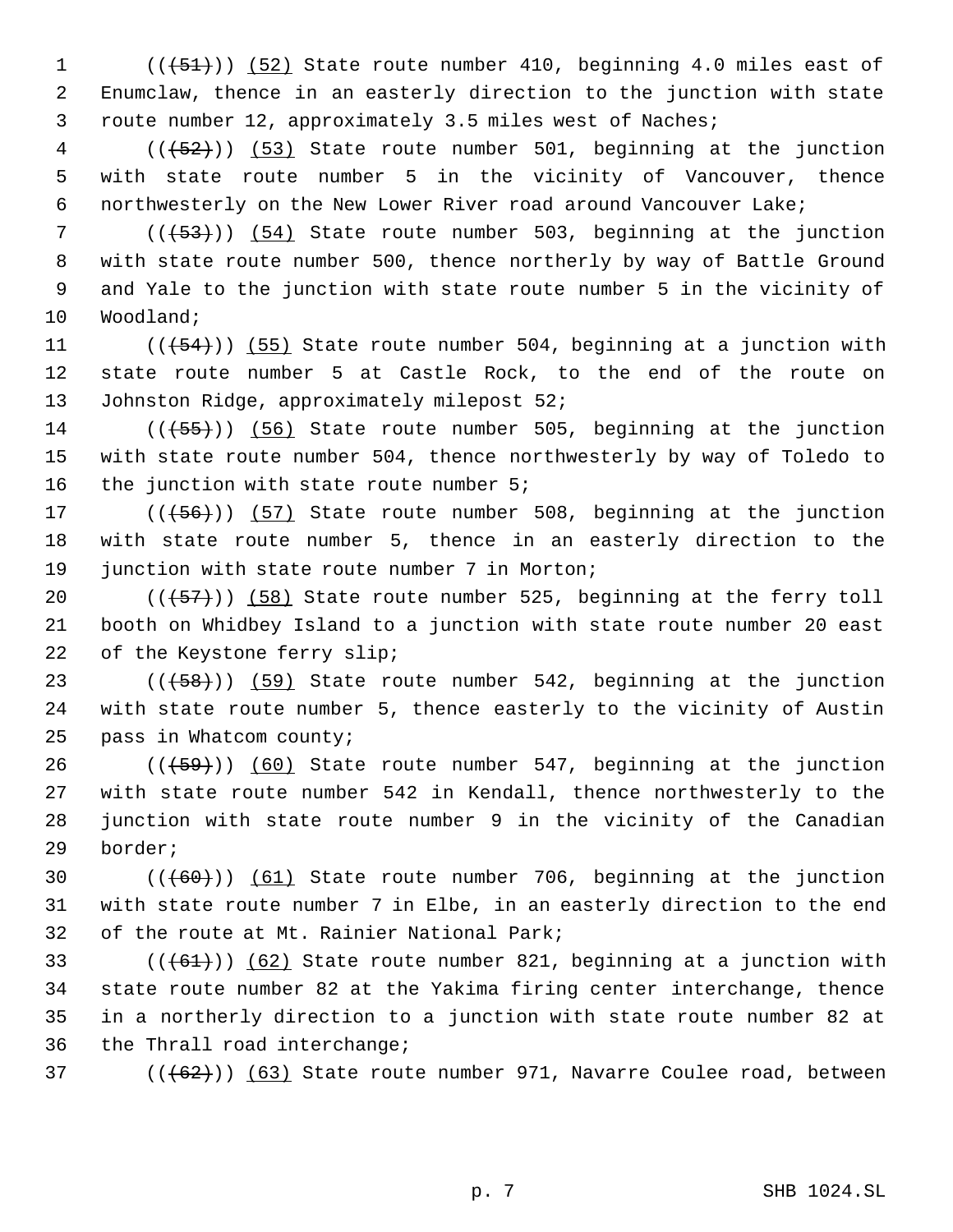((~~(51)~~)) (52) State route number 410, beginning 4.0 miles east of Enumclaw, thence in an easterly direction to the junction with state route number 12, approximately 3.5 miles west of Naches;

((~~(52)~~)) (53) State route number 501, beginning at the junction with state route number 5 in the vicinity of Vancouver, thence northwesterly on the New Lower River road around Vancouver Lake;

((~~(53)~~)) (54) State route number 503, beginning at the junction with state route number 500, thence northerly by way of Battle Ground and Yale to the junction with state route number 5 in the vicinity of Woodland;

((~~(54)~~)) (55) State route number 504, beginning at a junction with state route number 5 at Castle Rock, to the end of the route on Johnston Ridge, approximately milepost 52;

((~~(55)~~)) (56) State route number 505, beginning at the junction with state route number 504, thence northwesterly by way of Toledo to the junction with state route number 5;

((~~(56)~~)) (57) State route number 508, beginning at the junction with state route number 5, thence in an easterly direction to the junction with state route number 7 in Morton;

((~~(57)~~)) (58) State route number 525, beginning at the ferry toll booth on Whidbey Island to a junction with state route number 20 east of the Keystone ferry slip;

((~~(58)~~)) (59) State route number 542, beginning at the junction with state route number 5, thence easterly to the vicinity of Austin pass in Whatcom county;

((~~(59)~~)) (60) State route number 547, beginning at the junction with state route number 542 in Kendall, thence northwesterly to the junction with state route number 9 in the vicinity of the Canadian border;

((~~(60)~~)) (61) State route number 706, beginning at the junction with state route number 7 in Elbe, in an easterly direction to the end of the route at Mt. Rainier National Park;

((~~(61)~~)) (62) State route number 821, beginning at a junction with state route number 82 at the Yakima firing center interchange, thence in a northerly direction to a junction with state route number 82 at the Thrall road interchange;

((~~(62)~~)) (63) State route number 971, Navarre Coulee road, between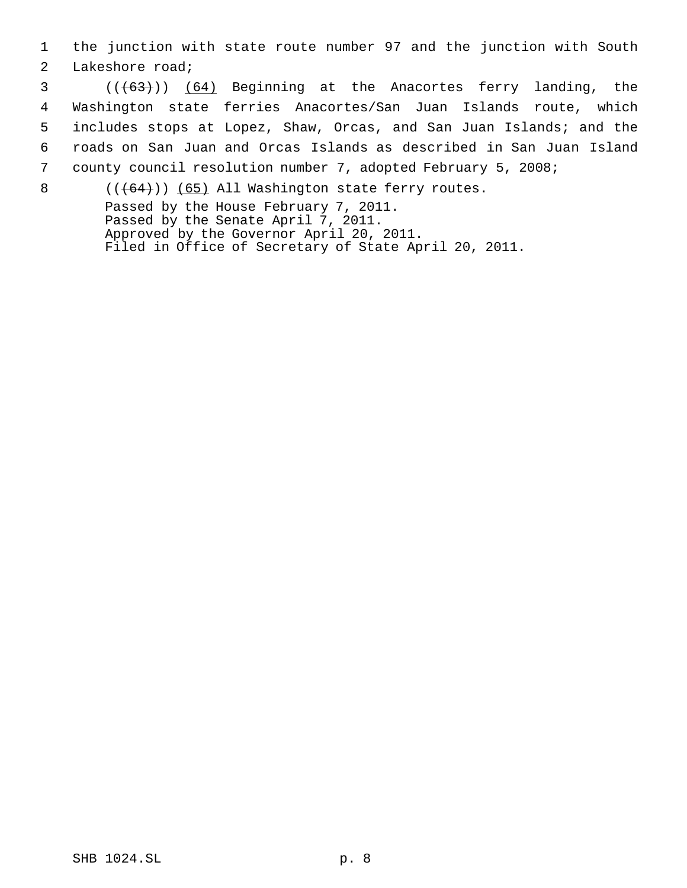the junction with state route number 97 and the junction with South Lakeshore road;

((~~(63)~~)) (64) Beginning at the Anacortes ferry landing, the Washington state ferries Anacortes/San Juan Islands route, which includes stops at Lopez, Shaw, Orcas, and San Juan Islands; and the roads on San Juan and Orcas Islands as described in San Juan Island county council resolution number 7, adopted February 5, 2008;

((~~(64)~~)) (65) All Washington state ferry routes.

Passed by the House February 7, 2011.
Passed by the Senate April 7, 2011.
Approved by the Governor April 20, 2011.
Filed in Office of Secretary of State April 20, 2011.